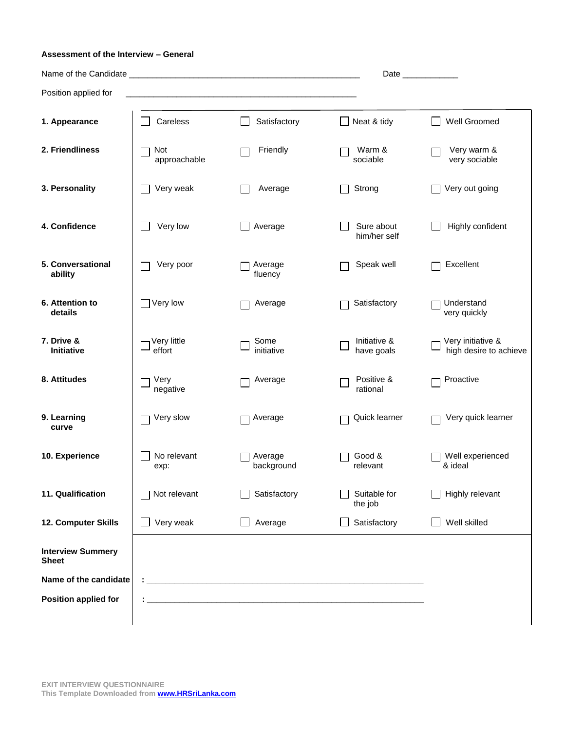**Assessment of the Interview – General**

Name of the Candidate ____________________________________________________ Date ____________

Position applied for ____________________________________________________

| | | | | |
|---|---|---|---|---|
| **1. Appearance** | ☐ Careless | ☐ Satisfactory | ☐ Neat & tidy | ☐ Well Groomed |
| **2. Friendliness** | ☐ Not approachable | ☐ Friendly | ☐ Warm & sociable | ☐ Very warm & very sociable |
| **3. Personality** | ☐ Very weak | ☐ Average | ☐ Strong | ☐ Very out going |
| **4. Confidence** | ☐ Very low | ☐ Average | ☐ Sure about him/her self | ☐ Highly confident |
| **5. Conversational ability** | ☐ Very poor | ☐ Average fluency | ☐ Speak well | ☐ Excellent |
| **6. Attention to details** | ☐ Very low | ☐ Average | ☐ Satisfactory | ☐ Understand very quickly |
| **7. Drive & Initiative** | ☐ Very little effort | ☐ Some initiative | ☐ Initiative & have goals | ☐ Very initiative & high desire to achieve |
| **8. Attitudes** | ☐ Very negative | ☐ Average | ☐ Positive & rational | ☐ Proactive |
| **9. Learning curve** | ☐ Very slow | ☐ Average | ☐ Quick learner | ☐ Very quick learner |
| **10. Experience** | ☐ No relevant exp: | ☐ Average background | ☐ Good & relevant | ☐ Well experienced & ideal |
| **11. Qualification** | ☐ Not relevant | ☐ Satisfactory | ☐ Suitable for the job | ☐ Highly relevant |
| **12. Computer Skills** | ☐ Very weak | ☐ Average | ☐ Satisfactory | ☐ Well skilled |

**Interview Summery Sheet**

**Name of the candidate** : ____________________________________________________

**Position applied for** : ____________________________________________________

EXIT INTERVIEW QUESTIONNAIRE
This Template Downloaded from www.HRSriLanka.com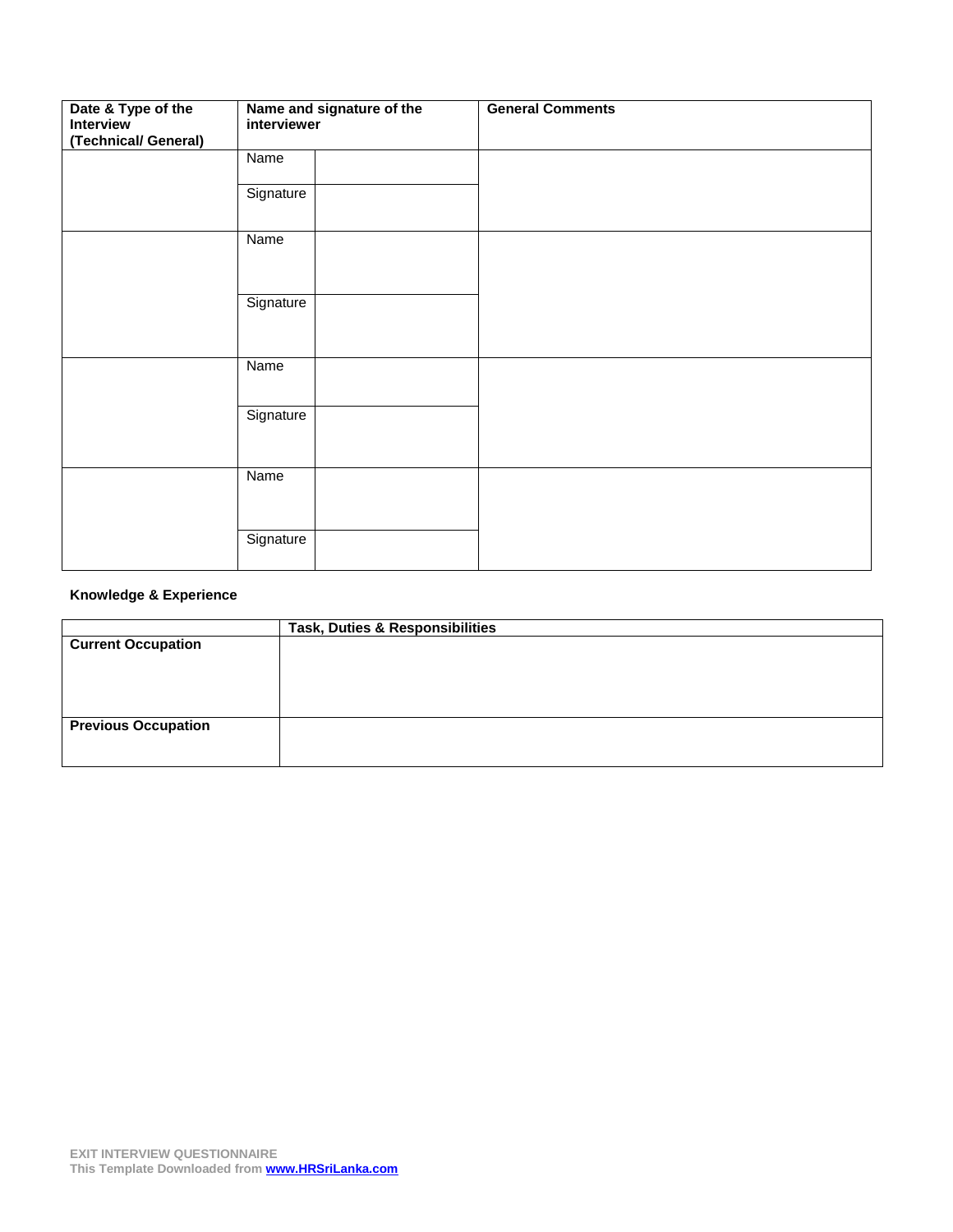| Date & Type of the Interview (Technical/ General) | Name and signature of the interviewer | | General Comments |
|---|---|---|---|
| | Name | | |
| | Signature | | |
| | Name | | |
| | Signature | | |
| | Name | | |
| | Signature | | |
| | Name | | |
| | Signature | | |

**Knowledge & Experience**

| | Task, Duties & Responsibilities |
|---|---|
| **Current Occupation** | |
| **Previous Occupation** | |

**EXIT INTERVIEW QUESTIONNAIRE**
**This Template Downloaded from [www.HRSriLanka.com](http://www.HRSriLanka.com)**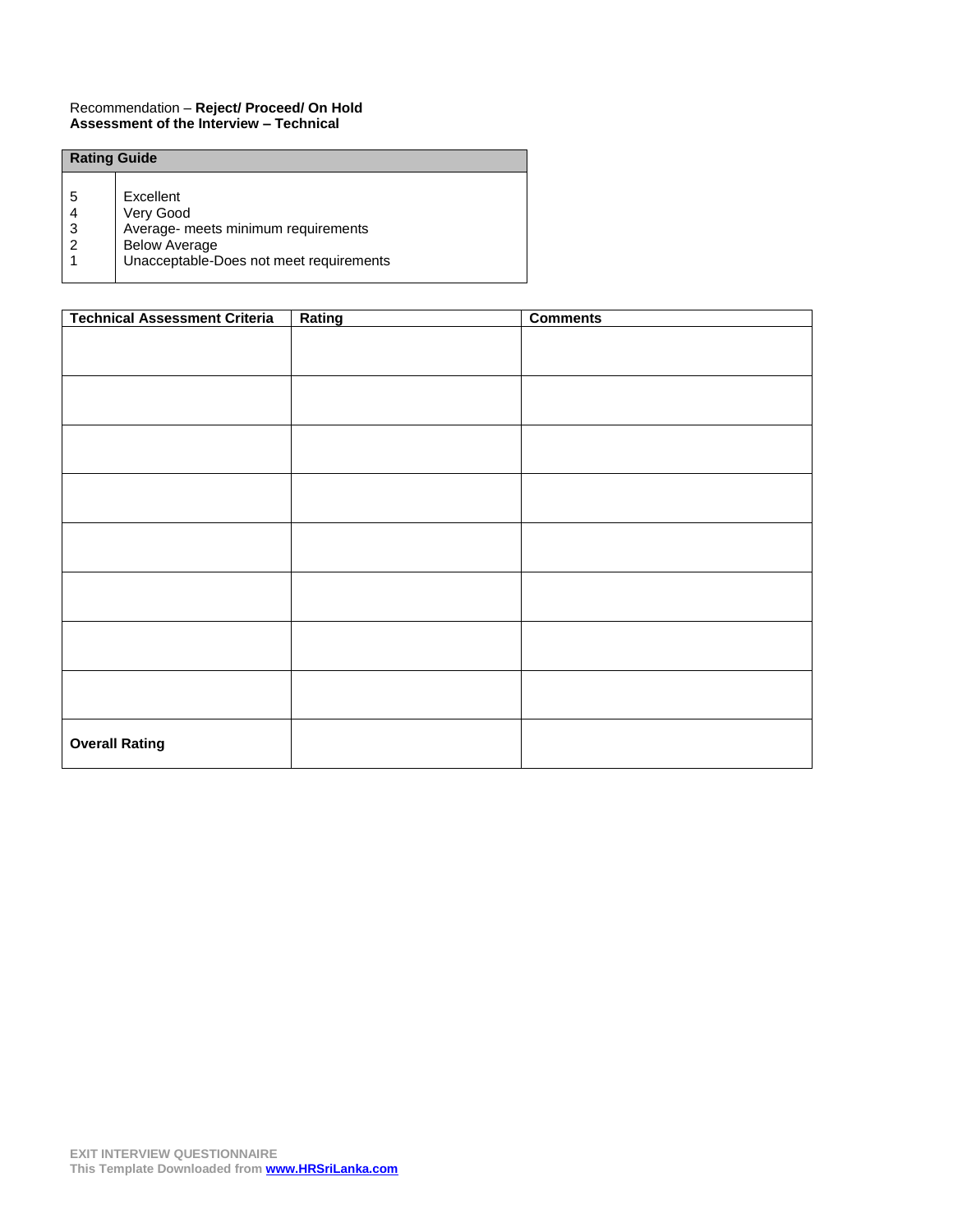Recommendation – **Reject/ Proceed/ On Hold**
**Assessment of the Interview – Technical**

| **Rating Guide** | |
|---|---|
| 5 | Excellent |
| 4 | Very Good |
| 3 | Average- meets minimum requirements |
| 2 | Below Average |
| 1 | Unacceptable-Does not meet requirements |

| **Technical Assessment Criteria** | **Rating** | **Comments** |
|---|---|---|
| | | |
| | | |
| | | |
| | | |
| | | |
| | | |
| | | |
| | | |
| **Overall Rating** | | |

**EXIT INTERVIEW QUESTIONNAIRE**
**This Template Downloaded from [www.HRSriLanka.com](http://www.HRSriLanka.com)**